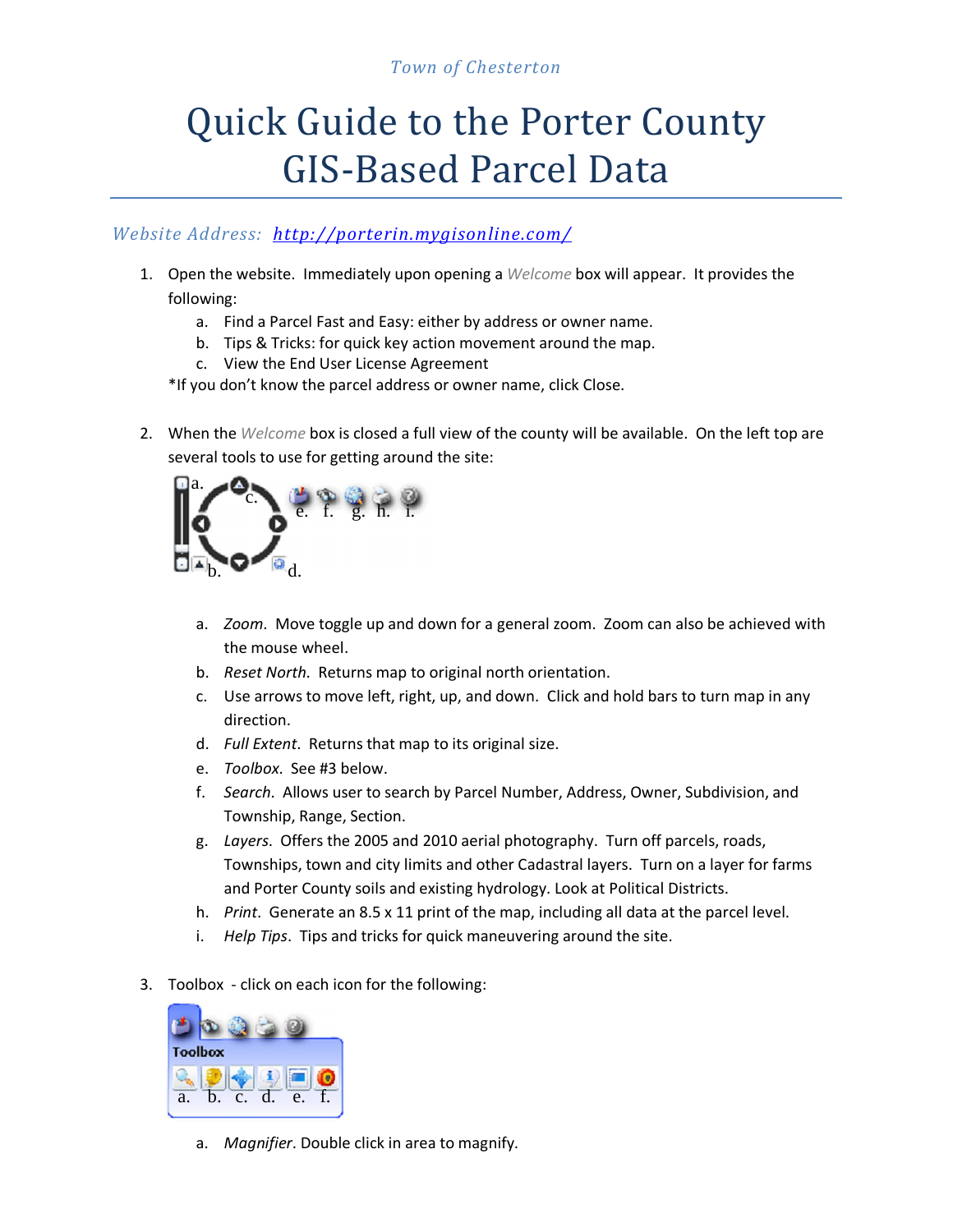Town of Chesterton

# Quick Guide to the Porter County GIS-Based Parcel Data

*Website Address:* [http://porterin.mygisonline.com/](http://porterin.mygisonline.com/)

1. Open the website. Immediately upon opening a *Welcome* box will appear. It provides the following:
   a. Find a Parcel Fast and Easy: either by address or owner name.
   b. Tips & Tricks: for quick key action movement around the map.
   c. View the End User License Agreement
   
   *If you don't know the parcel address or owner name, click Close.

2. When the *Welcome* box is closed a full view of the county will be available. On the left top are several tools to use for getting around the site:
   a. *Zoom*. Move toggle up and down for a general zoom. Zoom can also be achieved with the mouse wheel.
   b. *Reset North*. Returns map to original north orientation.
   c. Use arrows to move left, right, up, and down. Click and hold bars to turn map in any direction.
   d. *Full Extent*. Returns that map to its original size.
   e. *Toolbox*. See #3 below.
   f. *Search*. Allows user to search by Parcel Number, Address, Owner, Subdivision, and Township, Range, Section.
   g. *Layers*. Offers the 2005 and 2010 aerial photography. Turn off parcels, roads, Townships, town and city limits and other Cadastral layers. Turn on a layer for farms and Porter County soils and existing hydrology. Look at Political Districts.
   h. *Print*. Generate an 8.5 x 11 print of the map, including all data at the parcel level.
   i. *Help Tips*. Tips and tricks for quick maneuvering around the site.

3. Toolbox - click on each icon for the following:
   a. *Magnifier*. Double click in area to magnify.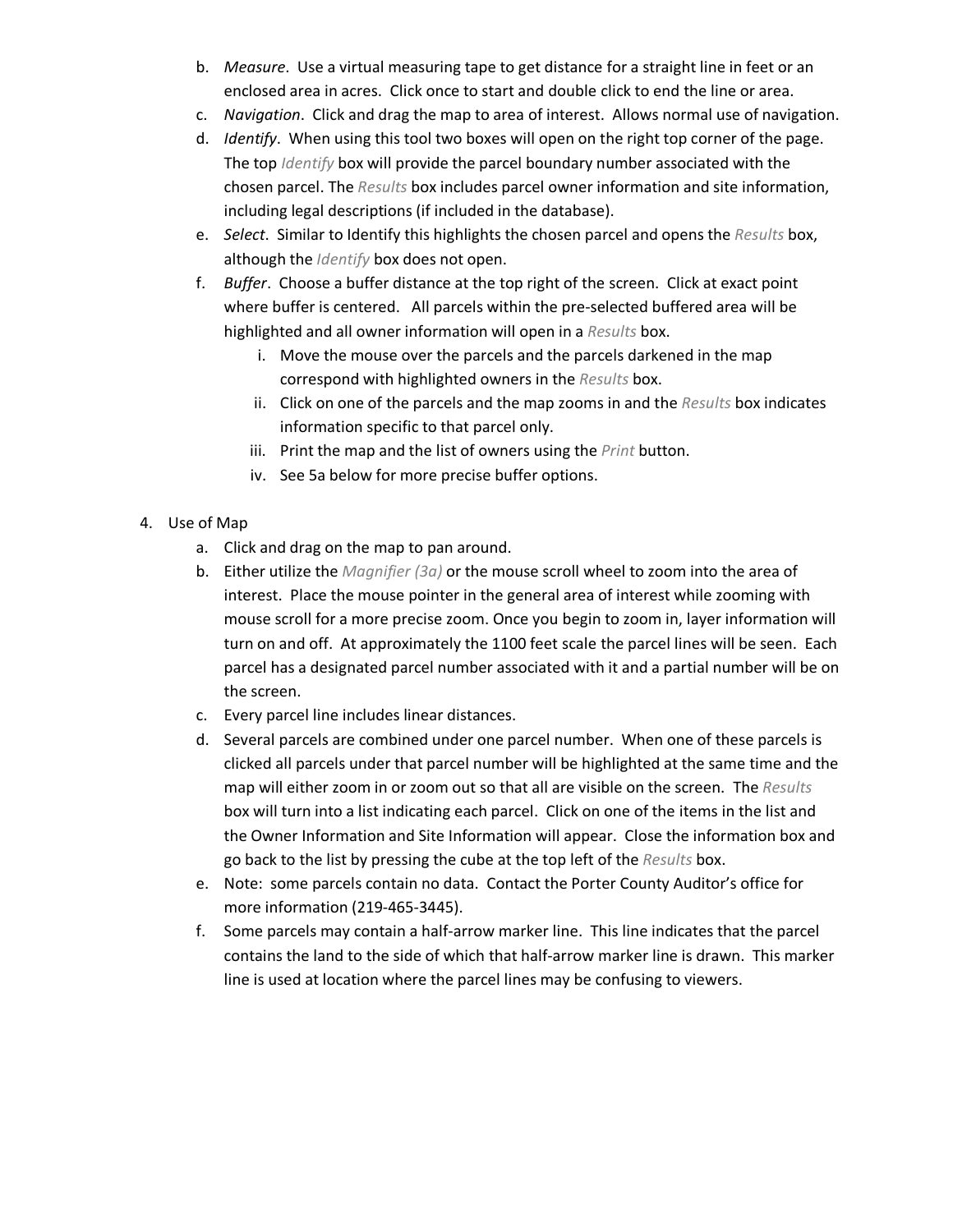b. *Measure*. Use a virtual measuring tape to get distance for a straight line in feet or an enclosed area in acres. Click once to start and double click to end the line or area.
c. *Navigation*. Click and drag the map to area of interest. Allows normal use of navigation.
d. *Identify*. When using this tool two boxes will open on the right top corner of the page. The top *Identify* box will provide the parcel boundary number associated with the chosen parcel. The *Results* box includes parcel owner information and site information, including legal descriptions (if included in the database).
e. *Select*. Similar to Identify this highlights the chosen parcel and opens the *Results* box, although the *Identify* box does not open.
f. *Buffer*. Choose a buffer distance at the top right of the screen. Click at exact point where buffer is centered. All parcels within the pre-selected buffered area will be highlighted and all owner information will open in a *Results* box.
    i. Move the mouse over the parcels and the parcels darkened in the map correspond with highlighted owners in the *Results* box.
    ii. Click on one of the parcels and the map zooms in and the *Results* box indicates information specific to that parcel only.
    iii. Print the map and the list of owners using the *Print* button.
    iv. See 5a below for more precise buffer options.

4. Use of Map
    a. Click and drag on the map to pan around.
    b. Either utilize the *Magnifier (3a)* or the mouse scroll wheel to zoom into the area of interest. Place the mouse pointer in the general area of interest while zooming with mouse scroll for a more precise zoom. Once you begin to zoom in, layer information will turn on and off. At approximately the 1100 feet scale the parcel lines will be seen. Each parcel has a designated parcel number associated with it and a partial number will be on the screen.
    c. Every parcel line includes linear distances.
    d. Several parcels are combined under one parcel number. When one of these parcels is clicked all parcels under that parcel number will be highlighted at the same time and the map will either zoom in or zoom out so that all are visible on the screen. The *Results* box will turn into a list indicating each parcel. Click on one of the items in the list and the Owner Information and Site Information will appear. Close the information box and go back to the list by pressing the cube at the top left of the *Results* box.
    e. Note: some parcels contain no data. Contact the Porter County Auditor's office for more information (219-465-3445).
    f. Some parcels may contain a half-arrow marker line. This line indicates that the parcel contains the land to the side of which that half-arrow marker line is drawn. This marker line is used at location where the parcel lines may be confusing to viewers.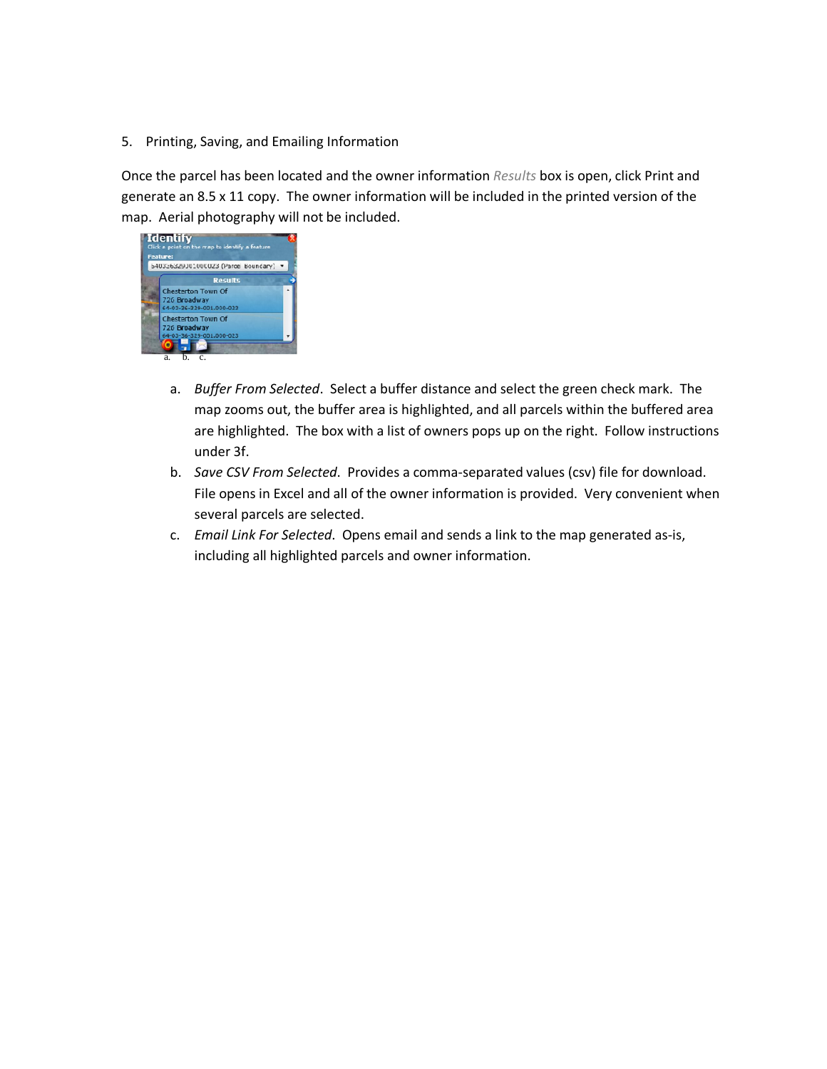5. Printing, Saving, and Emailing Information

Once the parcel has been located and the owner information *Results* box is open, click Print and generate an 8.5 x 11 copy. The owner information will be included in the printed version of the map. Aerial photography will not be included.

a. b. c.

   a. *Buffer From Selected*. Select a buffer distance and select the green check mark. The map zooms out, the buffer area is highlighted, and all parcels within the buffered area are highlighted. The box with a list of owners pops up on the right. Follow instructions under 3f.
   b. *Save CSV From Selected*. Provides a comma-separated values (csv) file for download. File opens in Excel and all of the owner information is provided. Very convenient when several parcels are selected.
   c. *Email Link For Selected*. Opens email and sends a link to the map generated as-is, including all highlighted parcels and owner information.